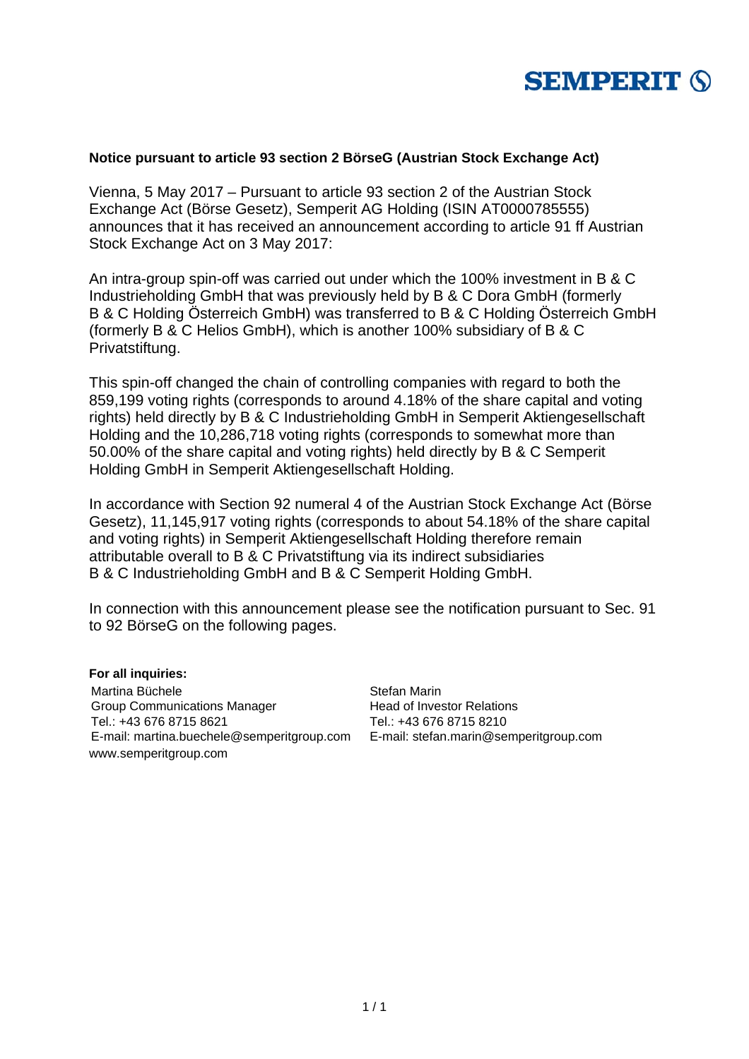SEMPERIT

**Notice pursuant to article 93 section 2 BörseG (Austrian Stock Exchange Act)**

Vienna, 5 May 2017 – Pursuant to article 93 section 2 of the Austrian Stock Exchange Act (Börse Gesetz), Semperit AG Holding (ISIN AT0000785555) announces that it has received an announcement according to article 91 ff Austrian Stock Exchange Act on 3 May 2017:

An intra-group spin-off was carried out under which the 100% investment in B & C Industrieholding GmbH that was previously held by B & C Dora GmbH (formerly B & C Holding Österreich GmbH) was transferred to B & C Holding Österreich GmbH (formerly B & C Helios GmbH), which is another 100% subsidiary of B & C Privatstiftung.

This spin-off changed the chain of controlling companies with regard to both the 859,199 voting rights (corresponds to around 4.18% of the share capital and voting rights) held directly by B & C Industrieholding GmbH in Semperit Aktiengesellschaft Holding and the 10,286,718 voting rights (corresponds to somewhat more than 50.00% of the share capital and voting rights) held directly by B & C Semperit Holding GmbH in Semperit Aktiengesellschaft Holding.

In accordance with Section 92 numeral 4 of the Austrian Stock Exchange Act (Börse Gesetz), 11,145,917 voting rights (corresponds to about 54.18% of the share capital and voting rights) in Semperit Aktiengesellschaft Holding therefore remain attributable overall to B & C Privatstiftung via its indirect subsidiaries B & C Industrieholding GmbH and B & C Semperit Holding GmbH.

In connection with this announcement please see the notification pursuant to Sec. 91 to 92 BörseG on the following pages.

**For all inquiries:**

Martina Büchele
Group Communications Manager
Tel.: +43 676 8715 8621
E-mail: martina.buechele@semperitgroup.com

Stefan Marin
Head of Investor Relations
Tel.: +43 676 8715 8210
E-mail: stefan.marin@semperitgroup.com

www.semperitgroup.com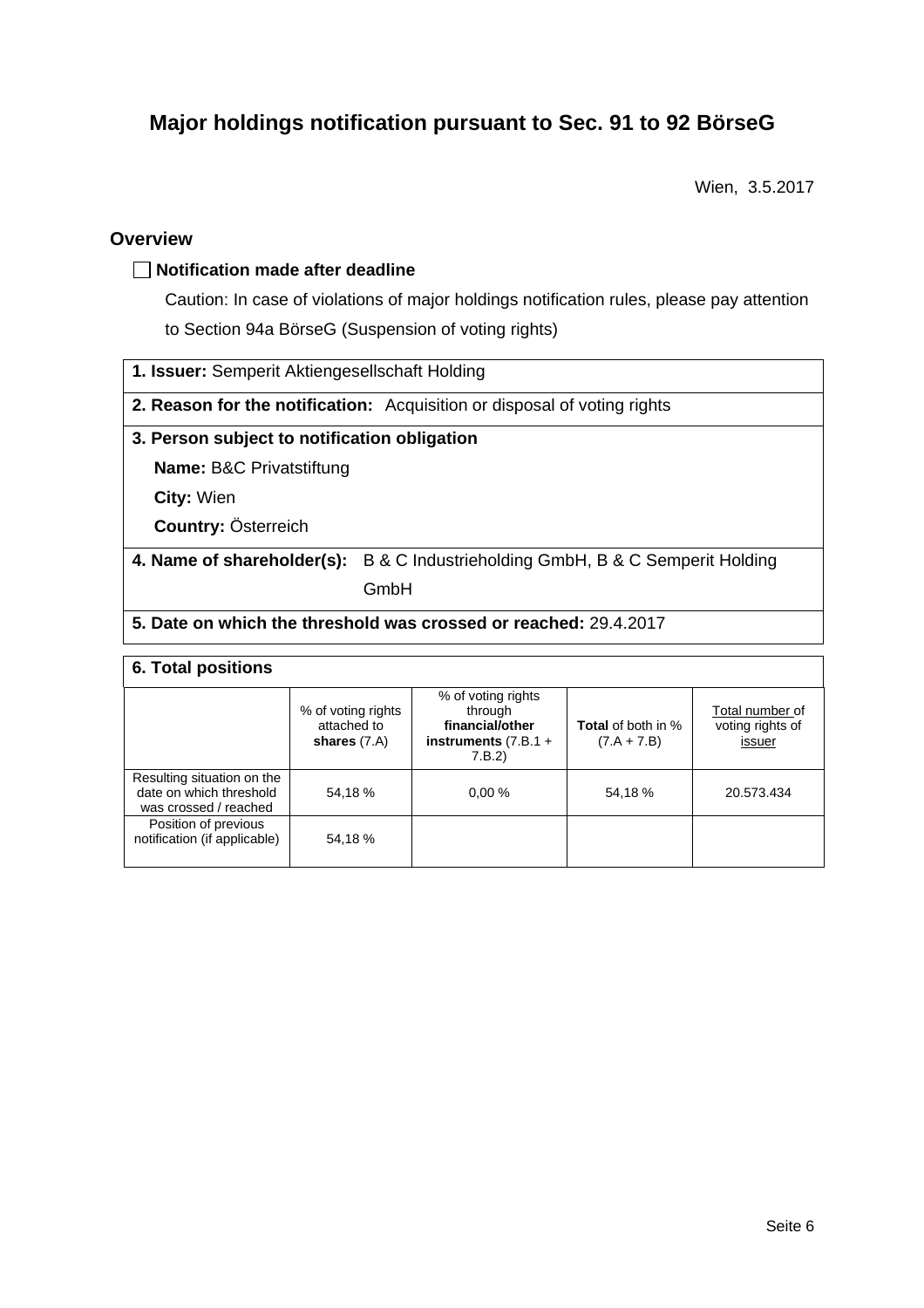# Major holdings notification pursuant to Sec. 91 to 92 BörseG

Wien, 3.5.2017

## Overview

☐ **Notification made after deadline**

Caution: In case of violations of major holdings notification rules, please pay attention to Section 94a BörseG (Suspension of voting rights)

**1. Issuer:** Semperit Aktiengesellschaft Holding

**2. Reason for the notification:** Acquisition or disposal of voting rights

**3. Person subject to notification obligation**

**Name:** B&C Privatstiftung

**City:** Wien

**Country:** Österreich

**4. Name of shareholder(s):** B & C Industrieholding GmbH, B & C Semperit Holding GmbH

**5. Date on which the threshold was crossed or reached:** 29.4.2017

**6. Total positions**

| | % of voting rights attached to **shares** (7.A) | % of voting rights through **financial/other instruments** (7.B.1 + 7.B.2) | **Total** of both in % (7.A + 7.B) | Total number of voting rights of issuer |
|---|---|---|---|---|
| Resulting situation on the date on which threshold was crossed / reached | 54,18 % | 0,00 % | 54,18 % | 20.573.434 |
| Position of previous notification (if applicable) | 54,18 % | | | |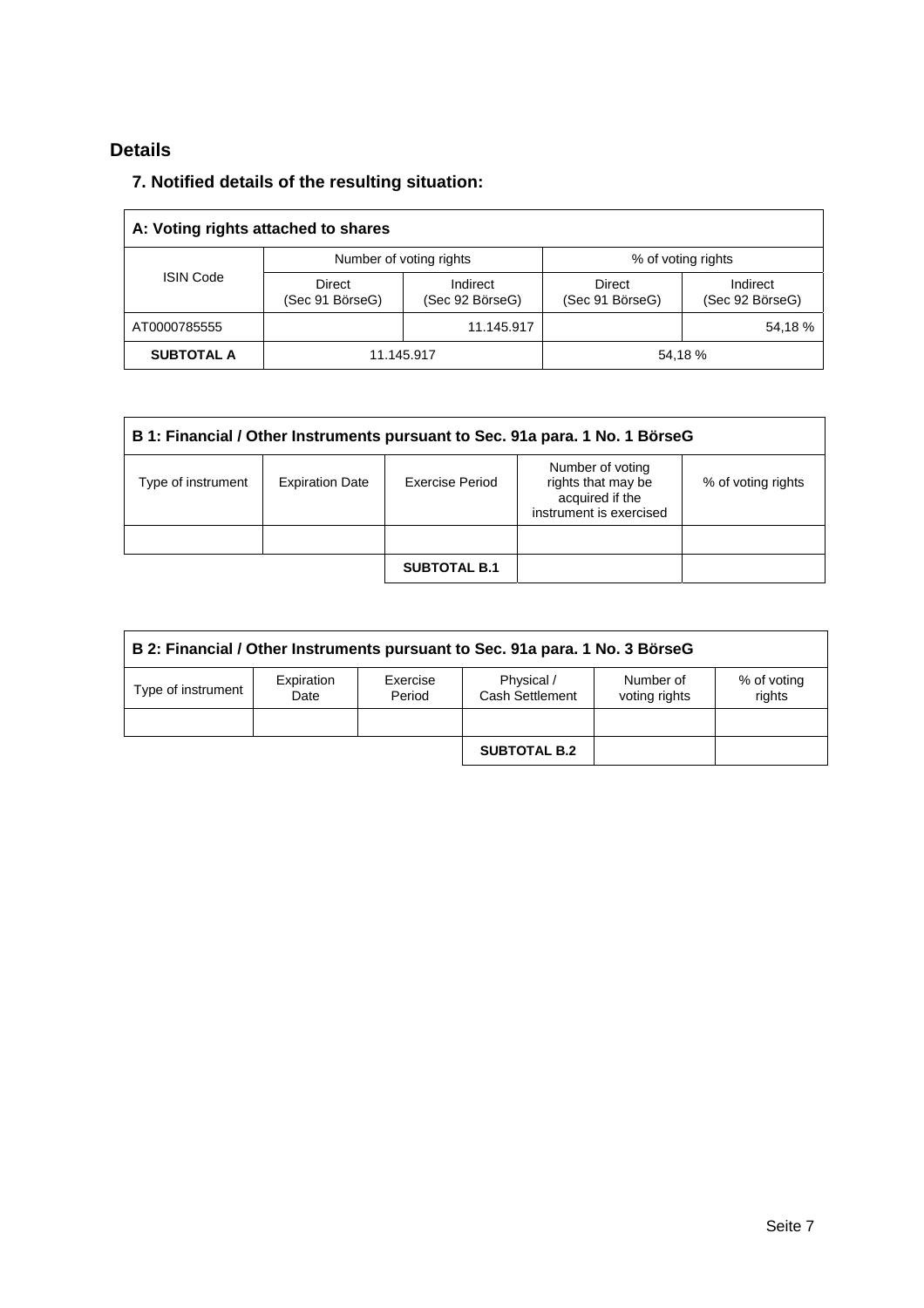## Details

### 7. Notified details of the resulting situation:

| A: Voting rights attached to shares | | | | |
|---|---|---|---|---|
| ISIN Code | Number of voting rights | | % of voting rights | |
| | Direct (Sec 91 BörseG) | Indirect (Sec 92 BörseG) | Direct (Sec 91 BörseG) | Indirect (Sec 92 BörseG) |
| AT0000785555 | | 11.145.917 | | 54,18 % |
| **SUBTOTAL A** | 11.145.917 | | 54,18 % | |

| B 1: Financial / Other Instruments pursuant to Sec. 91a para. 1 No. 1 BörseG | | | | |
|---|---|---|---|---|
| Type of instrument | Expiration Date | Exercise Period | Number of voting rights that may be acquired if the instrument is exercised | % of voting rights |
| | | | | |
| | | **SUBTOTAL B.1** | | |

| B 2: Financial / Other Instruments pursuant to Sec. 91a para. 1 No. 3 BörseG | | | | | |
|---|---|---|---|---|---|
| Type of instrument | Expiration Date | Exercise Period | Physical / Cash Settlement | Number of voting rights | % of voting rights |
| | | | | | |
| | | | **SUBTOTAL B.2** | | |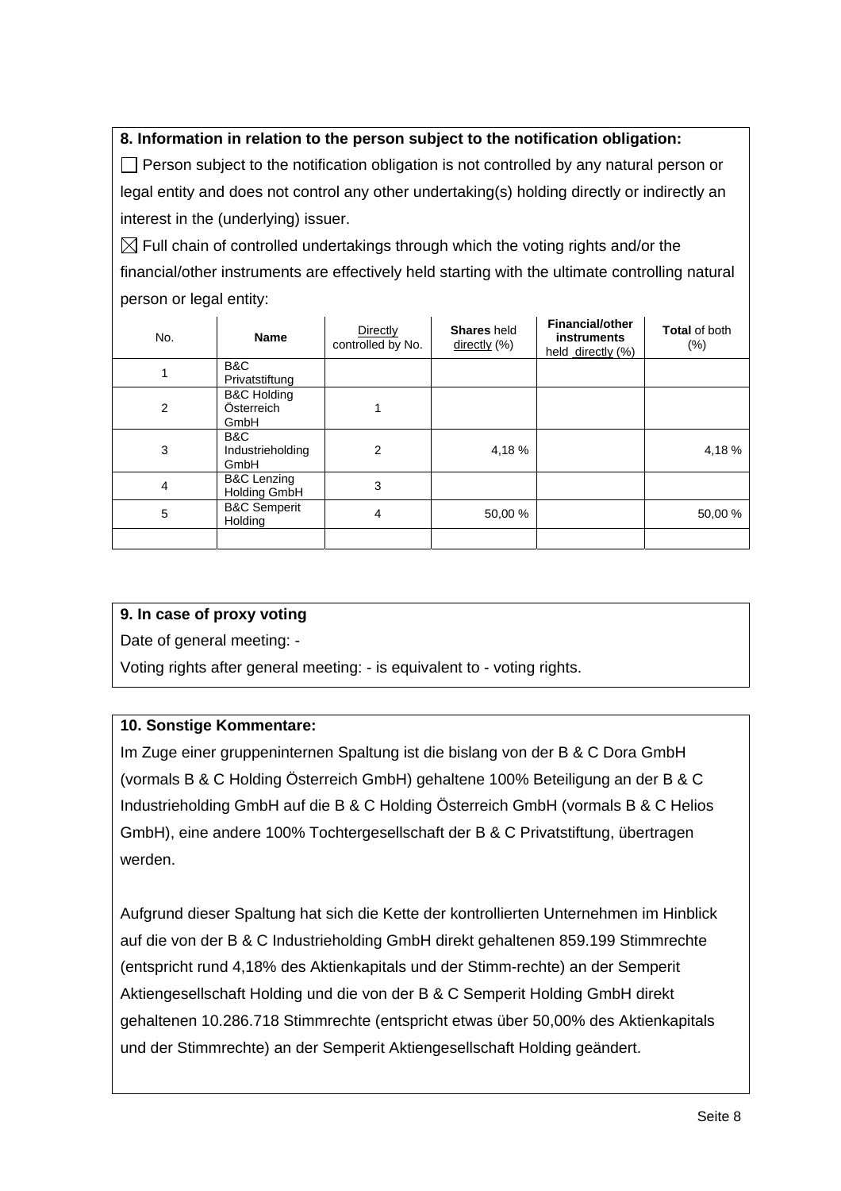**8. Information in relation to the person subject to the notification obligation:**

☐ Person subject to the notification obligation is not controlled by any natural person or legal entity and does not control any other undertaking(s) holding directly or indirectly an interest in the (underlying) issuer.

☒ Full chain of controlled undertakings through which the voting rights and/or the financial/other instruments are effectively held starting with the ultimate controlling natural person or legal entity:

| No. | Name | Directly controlled by No. | **Shares** held directly (%) | **Financial/other instruments** held directly (%) | **Total** of both (%) |
|---|---|---|---|---|---|
| 1 | B&C Privatstiftung | | | | |
| 2 | B&C Holding Österreich GmbH | 1 | | | |
| 3 | B&C Industrieholding GmbH | 2 | 4,18 % | | 4,18 % |
| 4 | B&C Lenzing Holding GmbH | 3 | | | |
| 5 | B&C Semperit Holding | 4 | 50,00 % | | 50,00 % |
| | | | | | |

**9. In case of proxy voting**

Date of general meeting: -

Voting rights after general meeting: - is equivalent to - voting rights.

**10. Sonstige Kommentare:**

Im Zuge einer gruppeninternen Spaltung ist die bislang von der B & C Dora GmbH (vormals B & C Holding Österreich GmbH) gehaltene 100% Beteiligung an der B & C Industrieholding GmbH auf die B & C Holding Österreich GmbH (vormals B & C Helios GmbH), eine andere 100% Tochtergesellschaft der B & C Privatstiftung, übertragen werden.

Aufgrund dieser Spaltung hat sich die Kette der kontrollierten Unternehmen im Hinblick auf die von der B & C Industrieholding GmbH direkt gehaltenen 859.199 Stimmrechte (entspricht rund 4,18% des Aktienkapitals und der Stimm-rechte) an der Semperit Aktiengesellschaft Holding und die von der B & C Semperit Holding GmbH direkt gehaltenen 10.286.718 Stimmrechte (entspricht etwas über 50,00% des Aktienkapitals und der Stimmrechte) an der Semperit Aktiengesellschaft Holding geändert.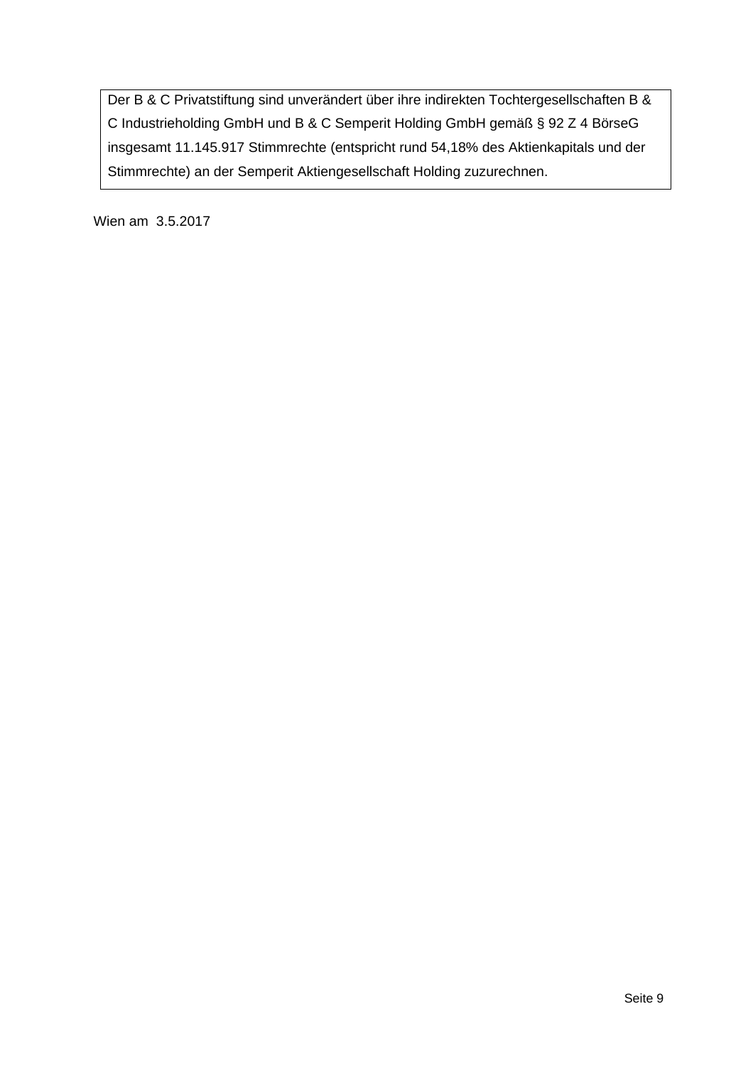| |
|---|
| Der B & C Privatstiftung sind unverändert über ihre indirekten Tochtergesellschaften B & C Industrieholding GmbH und B & C Semperit Holding GmbH gemäß § 92 Z 4 BörseG insgesamt 11.145.917 Stimmrechte (entspricht rund 54,18% des Aktienkapitals und der Stimmrechte) an der Semperit Aktiengesellschaft Holding zuzurechnen. |

Wien am 3.5.2017